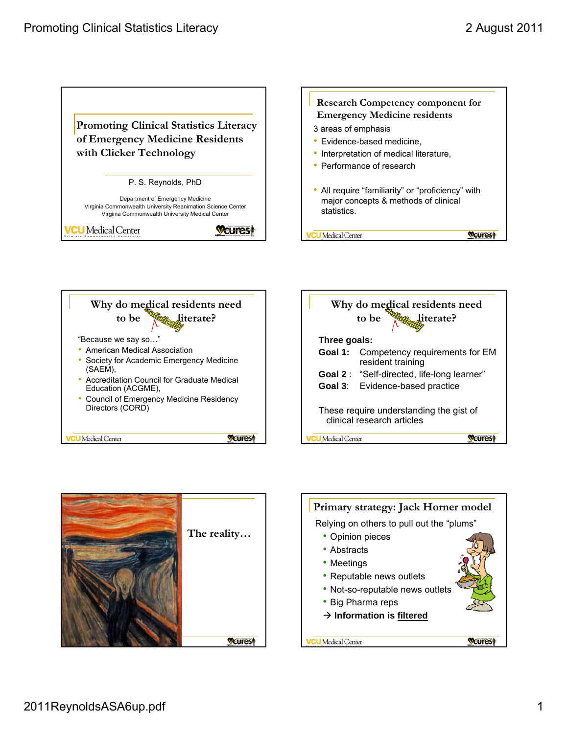## Promoting Clinical Statistics Literacy of Emergency Medicine Residents with Clicker Technology

P. S. Reynolds, PhD

Department of Emergency Medicine
Virginia Commonwealth University Reanimation Science Center
Virginia Commonwealth University Medical Center

VCU Medical Center

---

## Research Competency component for Emergency Medicine residents

3 areas of emphasis

- Evidence-based medicine,
- Interpretation of medical literature,
- Performance of research

- All require "familiarity" or "proficiency" with major concepts & methods of clinical statistics.

---

## Why do medical residents need to be statistically literate?

"Because we say so…"

- American Medical Association
- Society for Academic Emergency Medicine (SAEM),
- Accreditation Council for Graduate Medical Education (ACGME),
- Council of Emergency Medicine Residency Directors (CORD)

---

## Why do medical residents need to be statistically literate?

**Three goals:**

**Goal 1:** Competency requirements for EM resident training

**Goal 2** : "Self-directed, life-long learner"

**Goal 3**: Evidence-based practice

These require understanding the gist of clinical research articles

---

## The reality…

---

## Primary strategy: Jack Horner model

Relying on others to pull out the "plums"

- Opinion pieces
- Abstracts
- Meetings
- Reputable news outlets
- Not-so-reputable news outlets
- Big Pharma reps

→ **Information is <u>filtered</u>**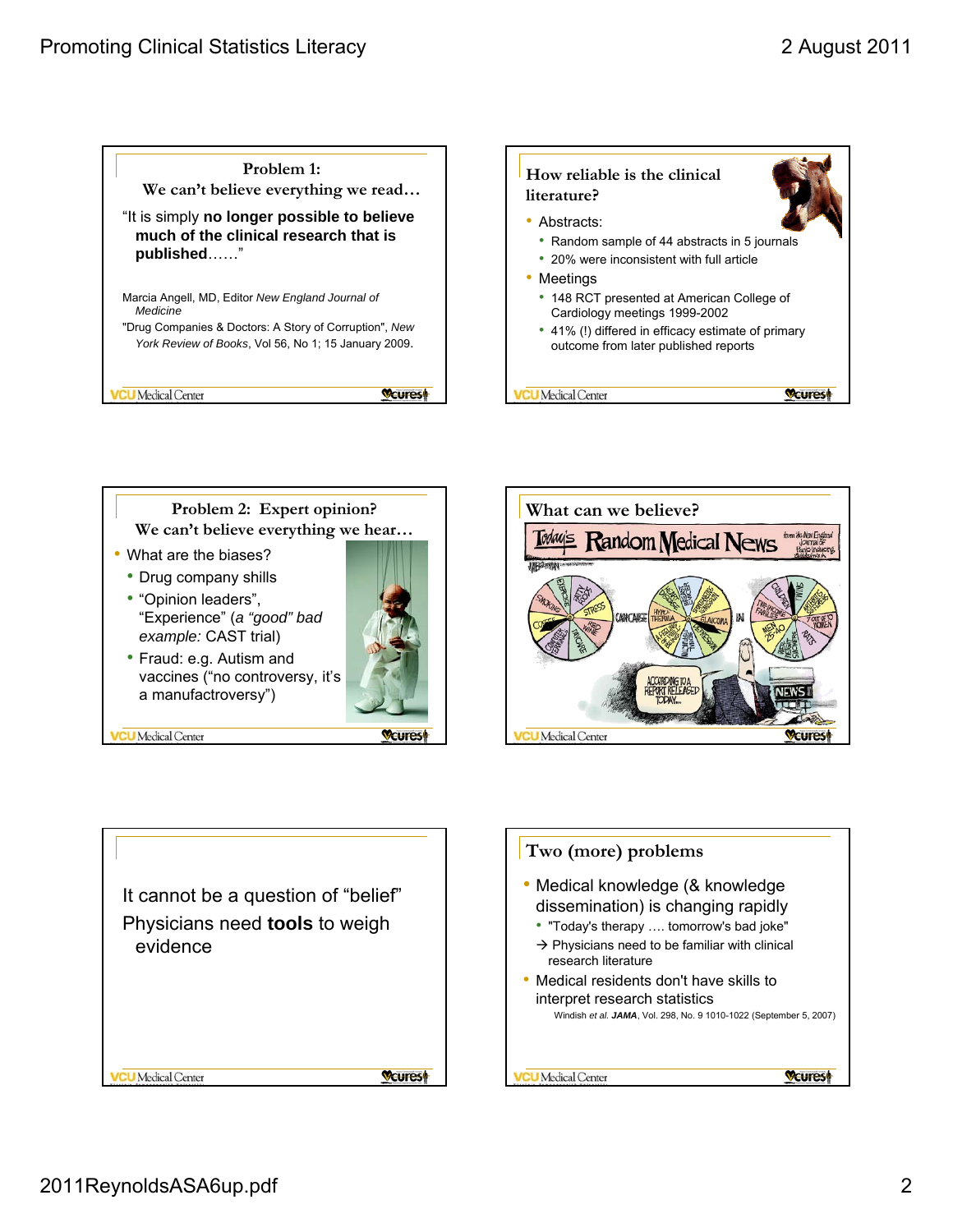## Problem 1: We can't believe everything we read…

"It is simply **no longer possible to believe much of the clinical research that is published**……"

Marcia Angell, MD, Editor *New England Journal of Medicine*

"Drug Companies & Doctors: A Story of Corruption", *New York Review of Books*, Vol 56, No 1; 15 January 2009.

## How reliable is the clinical literature?

- Abstracts:
  - Random sample of 44 abstracts in 5 journals
  - 20% were inconsistent with full article
- Meetings
  - 148 RCT presented at American College of Cardiology meetings 1999-2002
  - 41% (!) differed in efficacy estimate of primary outcome from later published reports

## Problem 2: Expert opinion? We can't believe everything we hear…

- What are the biases?
  - Drug company shills
  - "Opinion leaders", "Experience" (*a "good" bad example:* CAST trial)
  - Fraud: e.g. Autism and vaccines ("no controversy, it's a manufactroversy")

## What can we believe?

## It cannot be a question of "belief"

Physicians need **tools** to weigh evidence

## Two (more) problems

- Medical knowledge (& knowledge dissemination) is changing rapidly
  - "Today's therapy …. tomorrow's bad joke"
  - → Physicians need to be familiar with clinical research literature
- Medical residents don't have skills to interpret research statistics

Windish *et al.* ***JAMA***, Vol. 298, No. 9 1010-1022 (September 5, 2007)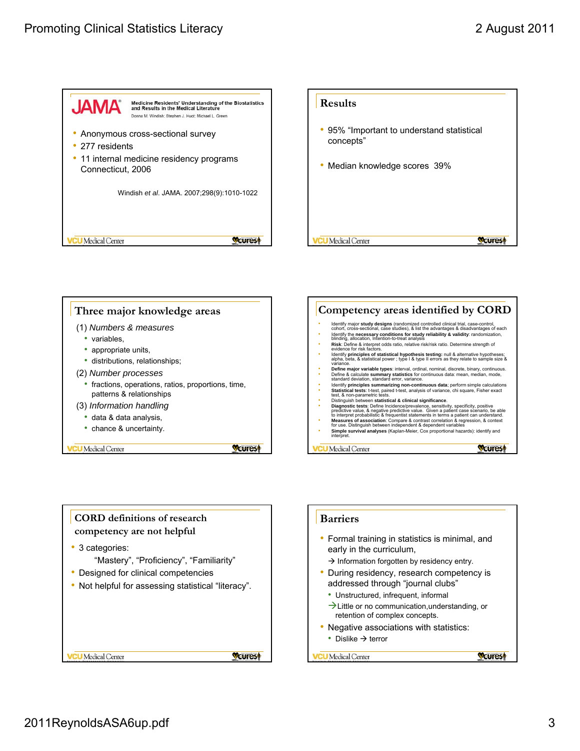## Medicine Residents' Understanding of the Biostatistics and Results in the Medical Literature

Donna M. Windish; Stephen J. Huot; Michael L. Green

- Anonymous cross-sectional survey
- 277 residents
- 11 internal medicine residency programs Connecticut, 2006

Windish *et al*. JAMA. 2007;298(9):1010-1022

## Results

- 95% "Important to understand statistical concepts"
- Median knowledge scores 39%

## Three major knowledge areas

(1) *Numbers & measures*

- variables,
- appropriate units,
- distributions, relationships;

(2) *Number processes*

- fractions, operations, ratios, proportions, time, patterns & relationships

(3) *Information handling*

- data & data analysis,
- chance & uncertainty.

## Competency areas identified by CORD

- Identify major **study designs** (randomized controlled clinical trial, case-control, cohort, cross-sectional, case studies), & list the advantages & disadvantages of each
- Identify the **necessary conditions for study reliability & validity**: randomization, blinding, allocation, intention-to-treat analysis
- **Risk**: Define & interpret odds ratio, relative risk/risk ratio. Determine strength of evidence for risk factors.
- Identify **principles of statistical hypothesis testing:** null & alternative hypotheses; alpha, beta, & statistical power ; type I & type II errors as they relate to sample size & variance.
- **Define major variable types**: interval, ordinal, nominal, discrete, binary, continuous.
- Define & calculate **summary statistics** for continuous data: mean, median, mode, standard deviation, standard error, variance.
- Identify **principles summarizing non-continuous data**; perform simple calculations
- **Statistical tests**: t-test, paired t-test, analysis of variance, chi square, Fisher exact test, & non-parametric tests.
- Distinguish between **statistical & clinical significance**.
- **Diagnostic tests**: Define Incidence/prevalence, sensitivity, specificity, positive predictive value, & negative predictive value. Given a patient case scenario, be able to interpret probabilistic & frequentist statements in terms a patient can understand.
- **Measures of association**: Compare & contrast correlation & regression, & context for use. Distinguish between independent & dependent variables
- **Simple survival analyses** (Kaplan-Meier, Cox proportional hazards): identify and interpret.

## CORD definitions of research competency are not helpful

- 3 categories:
  "Mastery", "Proficiency", "Familiarity"
- Designed for clinical competencies
- Not helpful for assessing statistical "literacy".

## Barriers

- Formal training in statistics is minimal, and early in the curriculum,
  → Information forgotten by residency entry.
- During residency, research competency is addressed through "journal clubs"
  - Unstructured, infrequent, informal
  - →Little or no communication,understanding, or retention of complex concepts.
- Negative associations with statistics:
  - Dislike → terror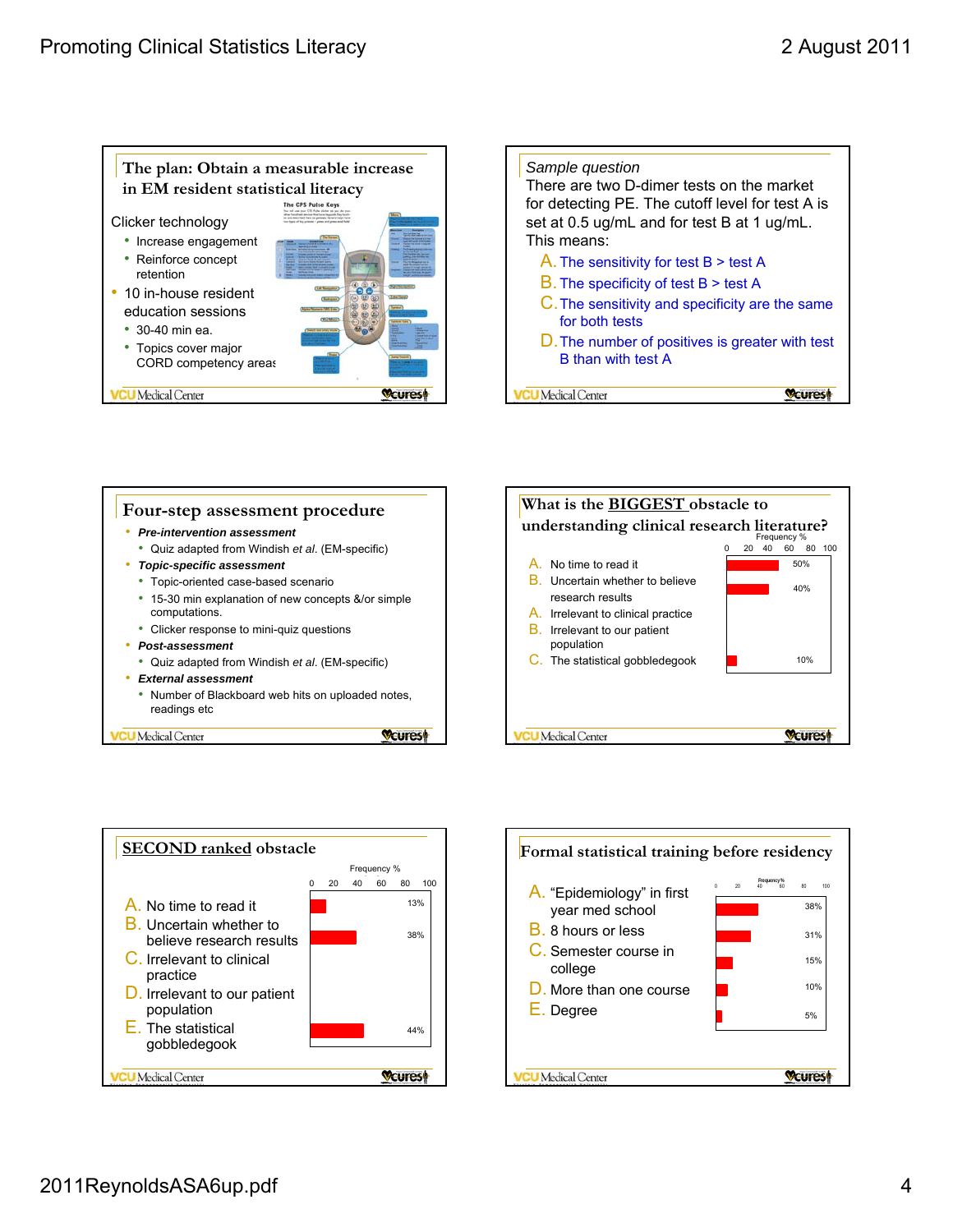## The plan: Obtain a measurable increase in EM resident statistical literacy

- Clicker technology
  - Increase engagement
  - Reinforce concept retention
- 10 in-house resident education sessions
  - 30-40 min ea.
  - Topics cover major CORD competency areas

## Sample question

There are two D-dimer tests on the market for detecting PE. The cutoff level for test A is set at 0.5 ug/mL and for test B at 1 ug/mL. This means:

A. The sensitivity for test B > test A

B. The specificity of test B > test A

C. The sensitivity and specificity are the same for both tests

D. The number of positives is greater with test B than with test A

## Four-step assessment procedure

- ***Pre-intervention assessment***
  - Quiz adapted from Windish *et al.* (EM-specific)
- ***Topic-specific assessment***
  - Topic-oriented case-based scenario
  - 15-30 min explanation of new concepts &/or simple computations.
  - Clicker response to mini-quiz questions
- ***Post-assessment***
  - Quiz adapted from Windish *et al.* (EM-specific)
- ***External assessment***
  - Number of Blackboard web hits on uploaded notes, readings etc

## What is the BIGGEST obstacle to understanding clinical research literature?

| Option | Frequency % |
|---|---|
| A. No time to read it | 50% |
| B. Uncertain whether to believe research results | 40% |
| A. Irrelevant to clinical practice | |
| B. Irrelevant to our patient population | |
| C. The statistical gobbledegook | 10% |

## SECOND ranked obstacle

| Option | Frequency % |
|---|---|
| A. No time to read it | 13% |
| B. Uncertain whether to believe research results | 38% |
| C. Irrelevant to clinical practice | |
| D. Irrelevant to our patient population | |
| E. The statistical gobbledegook | 44% |

## Formal statistical training before residency

| Option | Frequency % |
|---|---|
| A. "Epidemiology" in first year med school | 38% |
| B. 8 hours or less | 31% |
| C. Semester course in college | 15% |
| D. More than one course | 10% |
| E. Degree | 5% |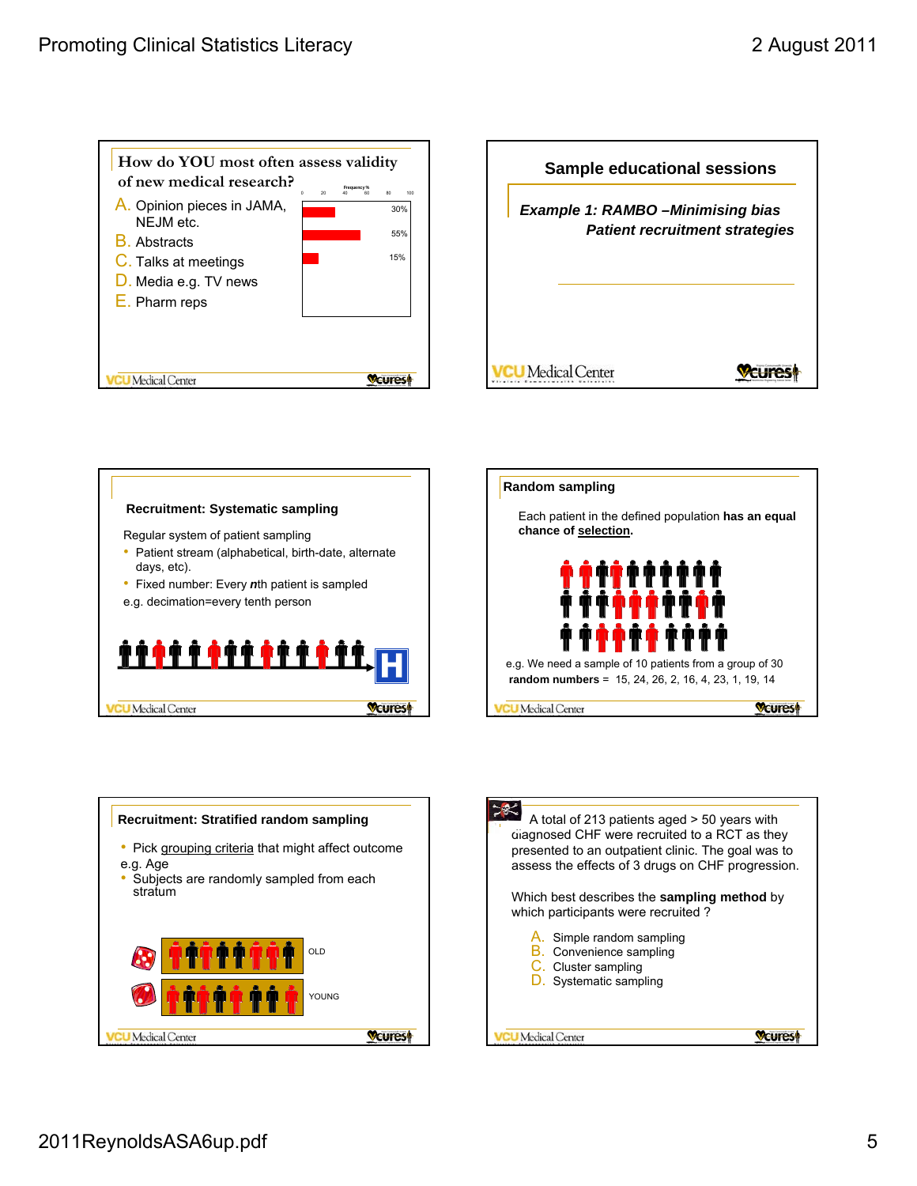## How do YOU most often assess validity of new medical research?

A. Opinion pieces in JAMA, NEJM etc.
B. Abstracts
C. Talks at meetings
D. Media e.g. TV news
E. Pharm reps

| Option | Frequency % |
| --- | --- |
| A | 30% |
| B | 55% |
| C | 15% |

## Sample educational sessions

*Example 1: RAMBO –Minimising bias*
*Patient recruitment strategies*

## Recruitment: Systematic sampling

Regular system of patient sampling

- Patient stream (alphabetical, birth-date, alternate days, etc).
- Fixed number: Every *n*th patient is sampled

e.g. decimation=every tenth person

## Random sampling

Each patient in the defined population **has an equal chance of selection.**

e.g. We need a sample of 10 patients from a group of 30
**random numbers** = 15, 24, 26, 2, 16, 4, 23, 1, 19, 14

## Recruitment: Stratified random sampling

- Pick grouping criteria that might affect outcome

e.g. Age

- Subjects are randomly sampled from each stratum

OLD

YOUNG

---

A total of 213 patients aged > 50 years with diagnosed CHF were recruited to a RCT as they presented to an outpatient clinic. The goal was to assess the effects of 3 drugs on CHF progression.

Which best describes the **sampling method** by which participants were recruited ?

A. Simple random sampling
B. Convenience sampling
C. Cluster sampling
D. Systematic sampling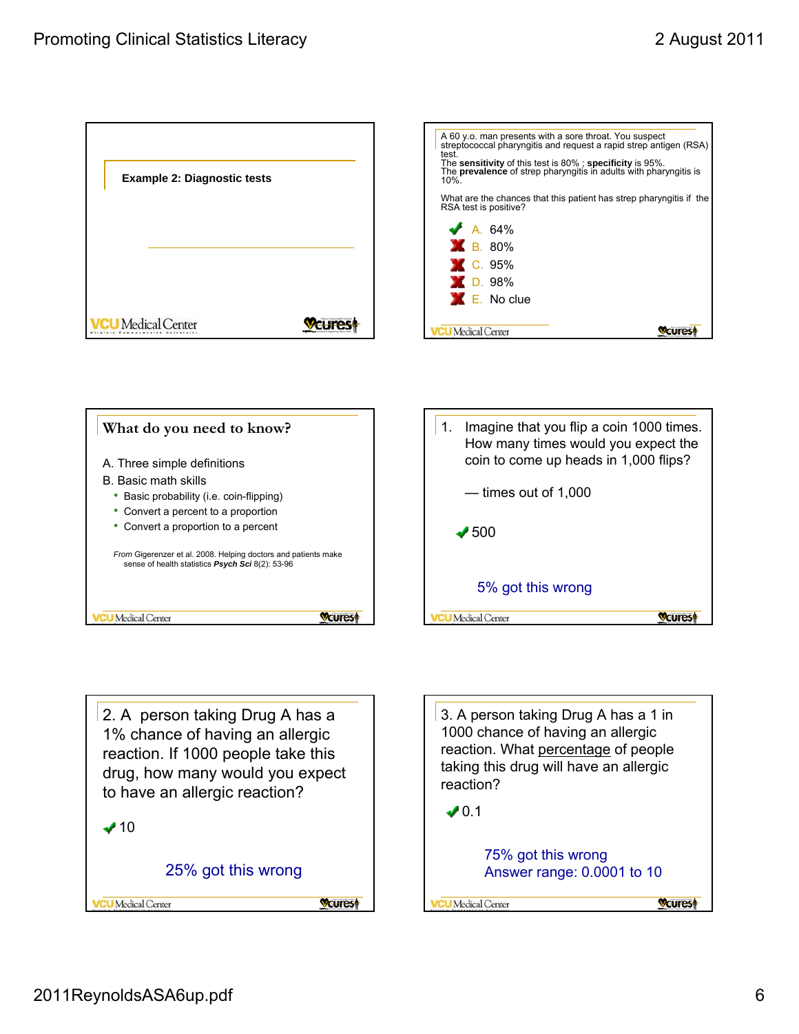## Example 2: Diagnostic tests

---

A 60 y.o. man presents with a sore throat. You suspect streptococcal pharyngitis and request a rapid strep antigen (RSA) test.
The **sensitivity** of this test is 80% ; **specificity** is 95%.
The **prevalence** of strep pharyngitis in adults with pharyngitis is 10%.

What are the chances that this patient has strep pharyngitis if the RSA test is positive?

- ✔ A. 64%
- ✘ B. 80%
- ✘ C. 95%
- ✘ D. 98%
- ✘ E. No clue

---

## What do you need to know?

A. Three simple definitions

B. Basic math skills

- Basic probability (i.e. coin-flipping)
- Convert a percent to a proportion
- Convert a proportion to a percent

*From* Gigerenzer et al. 2008. Helping doctors and patients make sense of health statistics ***Psych Sci*** 8(2): 53-96

---

1. Imagine that you flip a coin 1000 times. How many times would you expect the coin to come up heads in 1,000 flips?

— times out of 1,000

✔ 500

5% got this wrong

---

2. A person taking Drug A has a 1% chance of having an allergic reaction. If 1000 people take this drug, how many would you expect to have an allergic reaction?

✔ 10

25% got this wrong

---

3. A person taking Drug A has a 1 in 1000 chance of having an allergic reaction. What percentage of people taking this drug will have an allergic reaction?

✔ 0.1

75% got this wrong
Answer range: 0.0001 to 10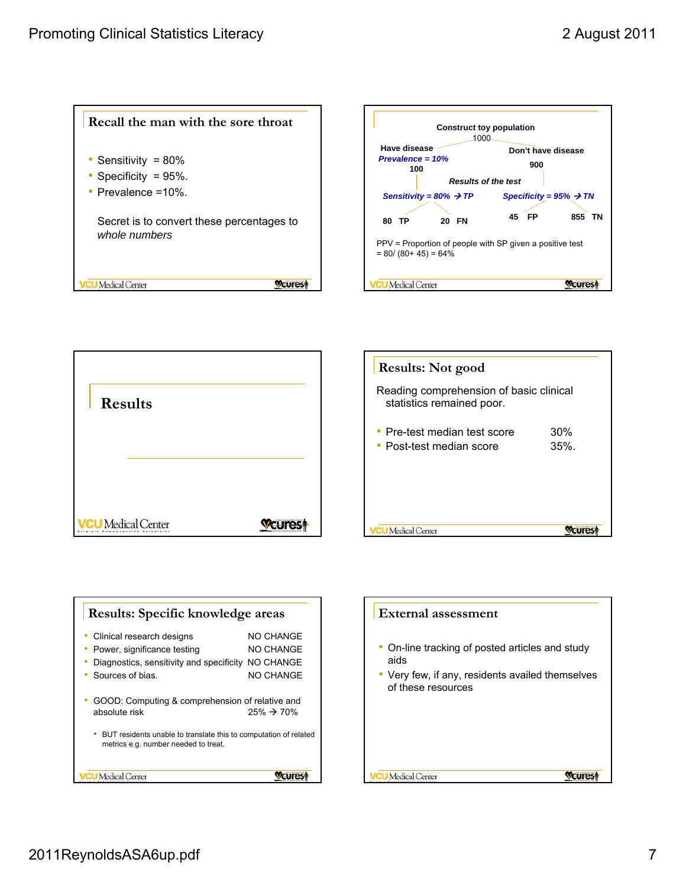## Recall the man with the sore throat

- Sensitivity = 80%
- Specificity = 95%.
- Prevalence =10%.

Secret is to convert these percentages to *whole numbers*

---

**Construct toy population**

1000

**Have disease**
*Prevalence = 10%*
**100**

**Don't have disease**
**900**

***Results of the test***

*Sensitivity = 80% → TP*

**80 TP** **20 FN**

*Specificity = 95% → TN*

**45 FP** **855 TN**

PPV = Proportion of people with SP given a positive test
= 80/ (80+ 45) = 64%

---

## Results

---

## Results: Not good

Reading comprehension of basic clinical statistics remained poor.

- Pre-test median test score 30%
- Post-test median score 35%.

---

## Results: Specific knowledge areas

- Clinical research designs NO CHANGE
- Power, significance testing NO CHANGE
- Diagnostics, sensitivity and specificity NO CHANGE
- Sources of bias. NO CHANGE

- GOOD: Computing & comprehension of relative and absolute risk 25% → 70%
  - BUT residents unable to translate this to computation of related metrics e.g. number needed to treat.

---

## External assessment

- On-line tracking of posted articles and study aids
- Very few, if any, residents availed themselves of these resources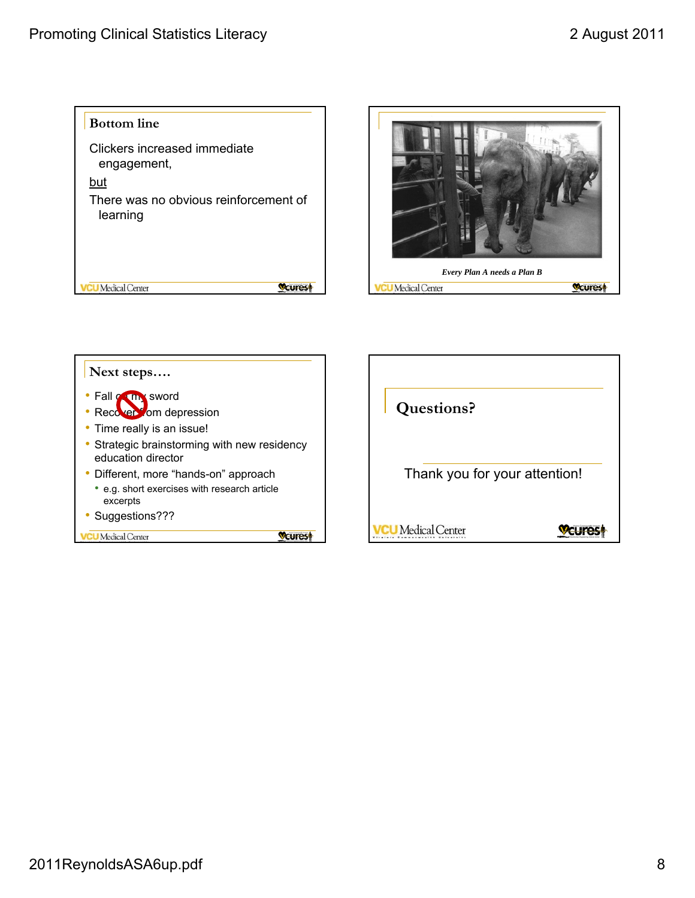## Bottom line

Clickers increased immediate engagement,

but

There was no obvious reinforcement of learning

*Every Plan A needs a Plan B*

## Next steps….

- Fall on my sword
- Recover from depression
- Time really is an issue!
- Strategic brainstorming with new residency education director
- Different, more "hands-on" approach
  - e.g. short exercises with research article excerpts
- Suggestions???

## Questions?

Thank you for your attention!